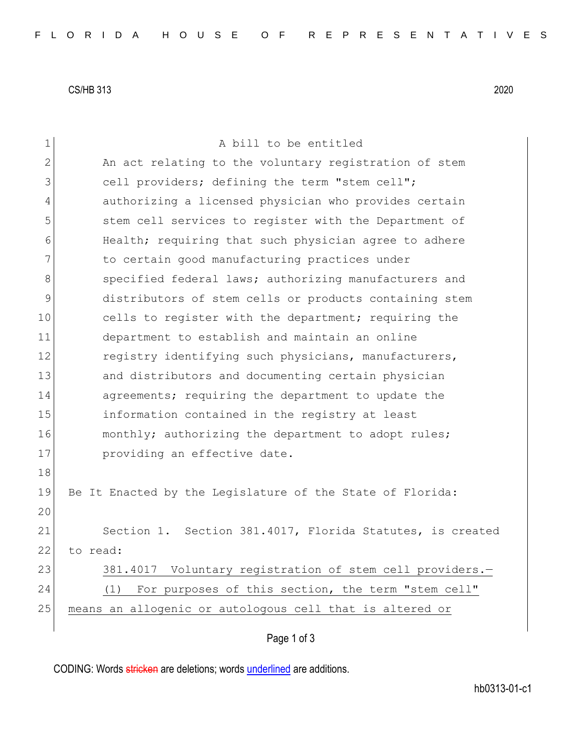CS/HB 313 2020

A bill to be entitled

An act relating to the voluntary registration of stem cell providers; defining the term "stem cell"; authorizing a licensed physician who provides certain stem cell services to register with the Department of Health; requiring that such physician agree to adhere to certain good manufacturing practices under specified federal laws; authorizing manufacturers and distributors of stem cells or products containing stem cells to register with the department; requiring the department to establish and maintain an online registry identifying such physicians, manufacturers, and distributors and documenting certain physician agreements; requiring the department to update the information contained in the registry at least monthly; authorizing the department to adopt rules; providing an effective date.

Be It Enacted by the Legislature of the State of Florida:

Section 1. Section 381.4017, Florida Statutes, is created to read:

381.4017 Voluntary registration of stem cell providers.—

(1) For purposes of this section, the term "stem cell" means an allogenic or autologous cell that is altered or

CODING: Words stricken are deletions; words underlined are additions.

hb0313-01-c1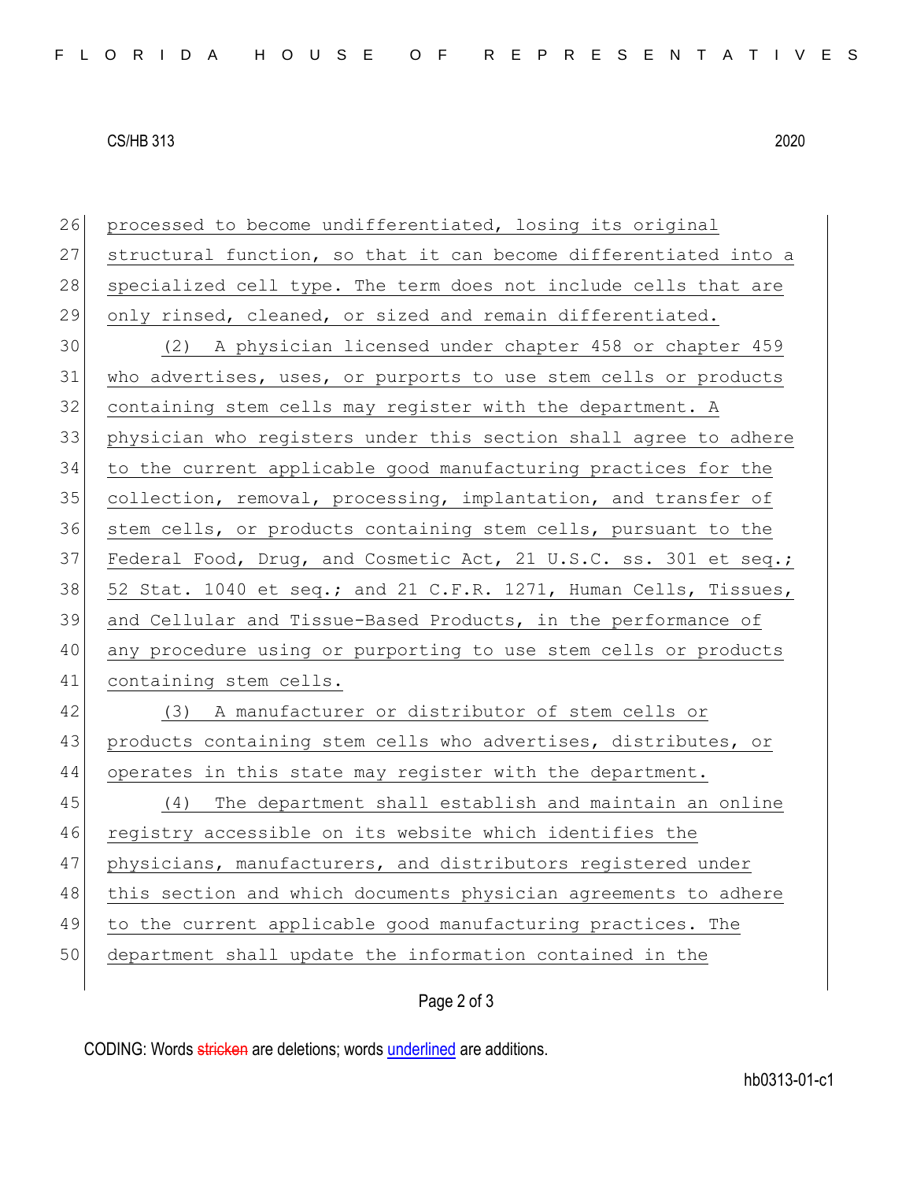processed to become undifferentiated, losing its original structural function, so that it can become differentiated into a specialized cell type. The term does not include cells that are only rinsed, cleaned, or sized and remain differentiated.

(2) A physician licensed under chapter 458 or chapter 459 who advertises, uses, or purports to use stem cells or products containing stem cells may register with the department. A physician who registers under this section shall agree to adhere to the current applicable good manufacturing practices for the collection, removal, processing, implantation, and transfer of stem cells, or products containing stem cells, pursuant to the Federal Food, Drug, and Cosmetic Act, 21 U.S.C. ss. 301 et seq.; 52 Stat. 1040 et seq.; and 21 C.F.R. 1271, Human Cells, Tissues, and Cellular and Tissue-Based Products, in the performance of any procedure using or purporting to use stem cells or products containing stem cells.

(3) A manufacturer or distributor of stem cells or products containing stem cells who advertises, distributes, or operates in this state may register with the department.

(4) The department shall establish and maintain an online registry accessible on its website which identifies the physicians, manufacturers, and distributors registered under this section and which documents physician agreements to adhere to the current applicable good manufacturing practices. The department shall update the information contained in the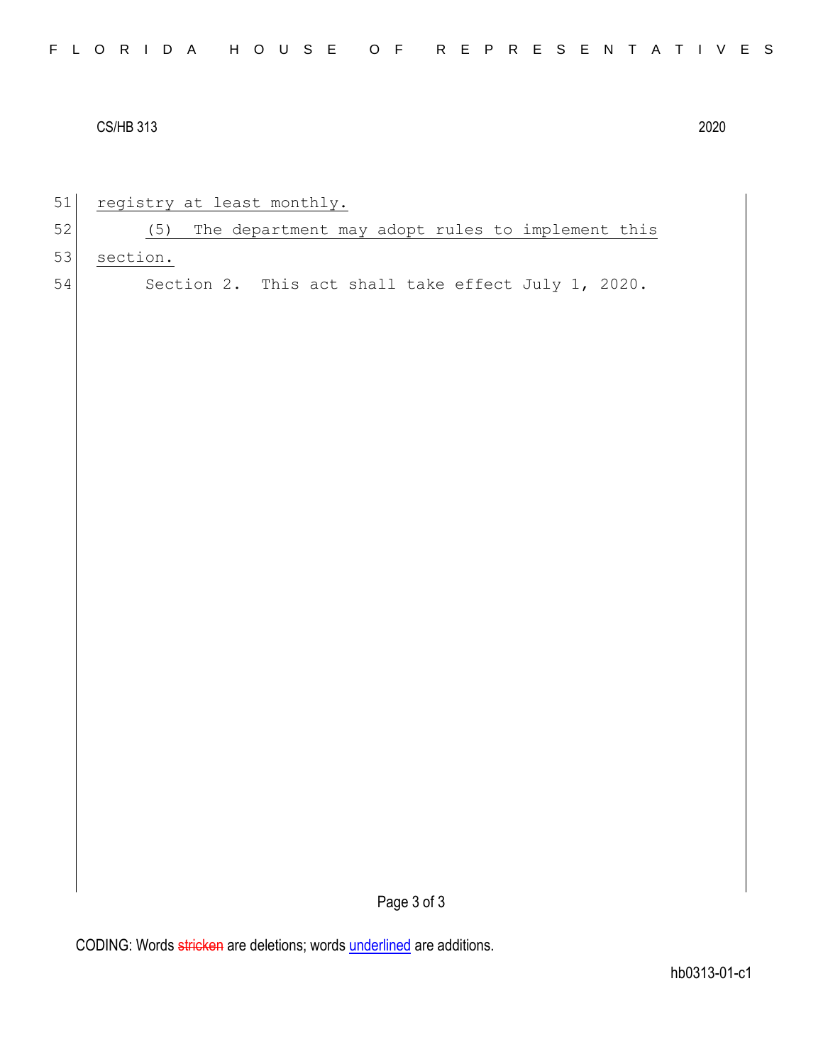51 registry at least monthly.

52 (5) The department may adopt rules to implement this

53 section.

54 Section 2. This act shall take effect July 1, 2020.

CODING: Words stricken are deletions; words underlined are additions.

hb0313-01-c1